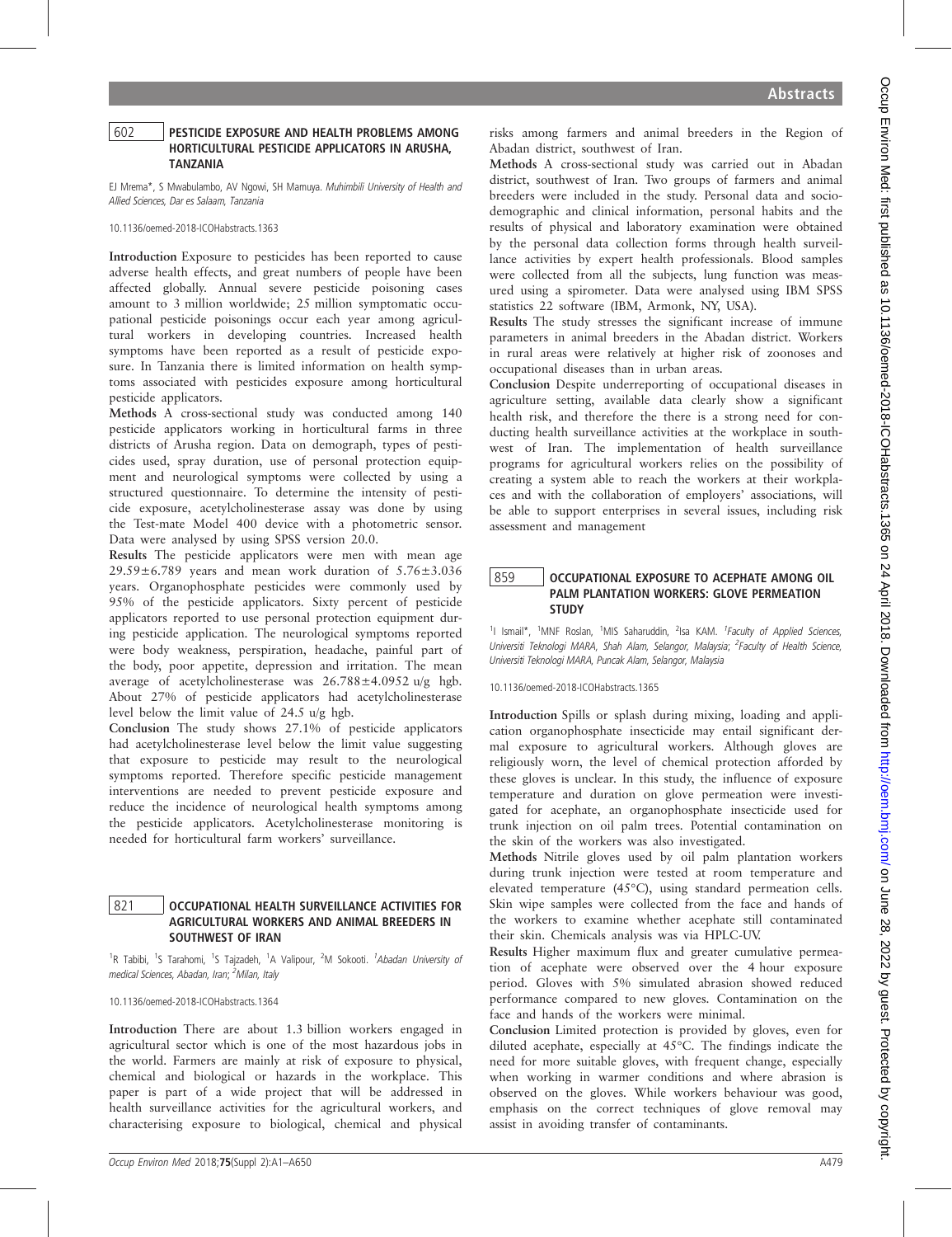## 602 PESTICIDE EXPOSURE AND HEALTH PROBLEMS AMONG HORTICULTURAL PESTICIDE APPLICATORS IN ARUSHA, TANZANIA

EJ Mrema*, S Mwabulambo, AV Ngowi, SH Mamuya. *Muhimbili University of Health and Allied Sciences, Dar es Salaam, Tanzania*

10.1136/oemed-2018-ICOHabstracts.1363

**Introduction** Exposure to pesticides has been reported to cause adverse health effects, and great numbers of people have been affected globally. Annual severe pesticide poisoning cases amount to 3 million worldwide; 25 million symptomatic occupational pesticide poisonings occur each year among agricultural workers in developing countries. Increased health symptoms have been reported as a result of pesticide exposure. In Tanzania there is limited information on health symptoms associated with pesticides exposure among horticultural pesticide applicators.

**Methods** A cross-sectional study was conducted among 140 pesticide applicators working in horticultural farms in three districts of Arusha region. Data on demograph, types of pesticides used, spray duration, use of personal protection equipment and neurological symptoms were collected by using a structured questionnaire. To determine the intensity of pesticide exposure, acetylcholinesterase assay was done by using the Test-mate Model 400 device with a photometric sensor. Data were analysed by using SPSS version 20.0.

**Results** The pesticide applicators were men with mean age 29.59±6.789 years and mean work duration of 5.76±3.036 years. Organophosphate pesticides were commonly used by 95% of the pesticide applicators. Sixty percent of pesticide applicators reported to use personal protection equipment during pesticide application. The neurological symptoms reported were body weakness, perspiration, headache, painful part of the body, poor appetite, depression and irritation. The mean average of acetylcholinesterase was 26.788±4.0952 u/g hgb. About 27% of pesticide applicators had acetylcholinesterase level below the limit value of 24.5 u/g hgb.

**Conclusion** The study shows 27.1% of pesticide applicators had acetylcholinesterase level below the limit value suggesting that exposure to pesticide may result to the neurological symptoms reported. Therefore specific pesticide management interventions are needed to prevent pesticide exposure and reduce the incidence of neurological health symptoms among the pesticide applicators. Acetylcholinesterase monitoring is needed for horticultural farm workers' surveillance.

## 821 OCCUPATIONAL HEALTH SURVEILLANCE ACTIVITIES FOR AGRICULTURAL WORKERS AND ANIMAL BREEDERS IN SOUTHWEST OF IRAN

[1]R Tabibi, [1]S Tarahomi, [1]S Tajzadeh, [1]A Valipour, [2]M Sokooti. [1]*Abadan University of medical Sciences, Abadan, Iran*; [2]*Milan, Italy*

10.1136/oemed-2018-ICOHabstracts.1364

**Introduction** There are about 1.3 billion workers engaged in agricultural sector which is one of the most hazardous jobs in the world. Farmers are mainly at risk of exposure to physical, chemical and biological or hazards in the workplace. This paper is part of a wide project that will be addressed in health surveillance activities for the agricultural workers, and characterising exposure to biological, chemical and physical risks among farmers and animal breeders in the Region of Abadan district, southwest of Iran.

**Methods** A cross-sectional study was carried out in Abadan district, southwest of Iran. Two groups of farmers and animal breeders were included in the study. Personal data and socio-demographic and clinical information, personal habits and the results of physical and laboratory examination were obtained by the personal data collection forms through health surveillance activities by expert health professionals. Blood samples were collected from all the subjects, lung function was measured using a spirometer. Data were analysed using IBM SPSS statistics 22 software (IBM, Armonk, NY, USA).

**Results** The study stresses the significant increase of immune parameters in animal breeders in the Abadan district. Workers in rural areas were relatively at higher risk of zoonoses and occupational diseases than in urban areas.

**Conclusion** Despite underreporting of occupational diseases in agriculture setting, available data clearly show a significant health risk, and therefore the there is a strong need for conducting health surveillance activities at the workplace in southwest of Iran. The implementation of health surveillance programs for agricultural workers relies on the possibility of creating a system able to reach the workers at their workplaces and with the collaboration of employers' associations, will be able to support enterprises in several issues, including risk assessment and management

## 859 OCCUPATIONAL EXPOSURE TO ACEPHATE AMONG OIL PALM PLANTATION WORKERS: GLOVE PERMEATION STUDY

[1]I Ismail*, [1]MNF Roslan, [1]MIS Saharuddin, [2]Isa KAM. [1]*Faculty of Applied Sciences, Universiti Teknologi MARA, Shah Alam, Selangor, Malaysia*; [2]*Faculty of Health Science, Universiti Teknologi MARA, Puncak Alam, Selangor, Malaysia*

10.1136/oemed-2018-ICOHabstracts.1365

**Introduction** Spills or splash during mixing, loading and application organophosphate insecticide may entail significant dermal exposure to agricultural workers. Although gloves are religiously worn, the level of chemical protection afforded by these gloves is unclear. In this study, the influence of exposure temperature and duration on glove permeation were investigated for acephate, an organophosphate insecticide used for trunk injection on oil palm trees. Potential contamination on the skin of the workers was also investigated.

**Methods** Nitrile gloves used by oil palm plantation workers during trunk injection were tested at room temperature and elevated temperature (45°C), using standard permeation cells. Skin wipe samples were collected from the face and hands of the workers to examine whether acephate still contaminated their skin. Chemicals analysis was via HPLC-UV.

**Results** Higher maximum flux and greater cumulative permeation of acephate were observed over the 4 hour exposure period. Gloves with 5% simulated abrasion showed reduced performance compared to new gloves. Contamination on the face and hands of the workers were minimal.

**Conclusion** Limited protection is provided by gloves, even for diluted acephate, especially at 45°C. The findings indicate the need for more suitable gloves, with frequent change, especially when working in warmer conditions and where abrasion is observed on the gloves. While workers behaviour was good, emphasis on the correct techniques of glove removal may assist in avoiding transfer of contaminants.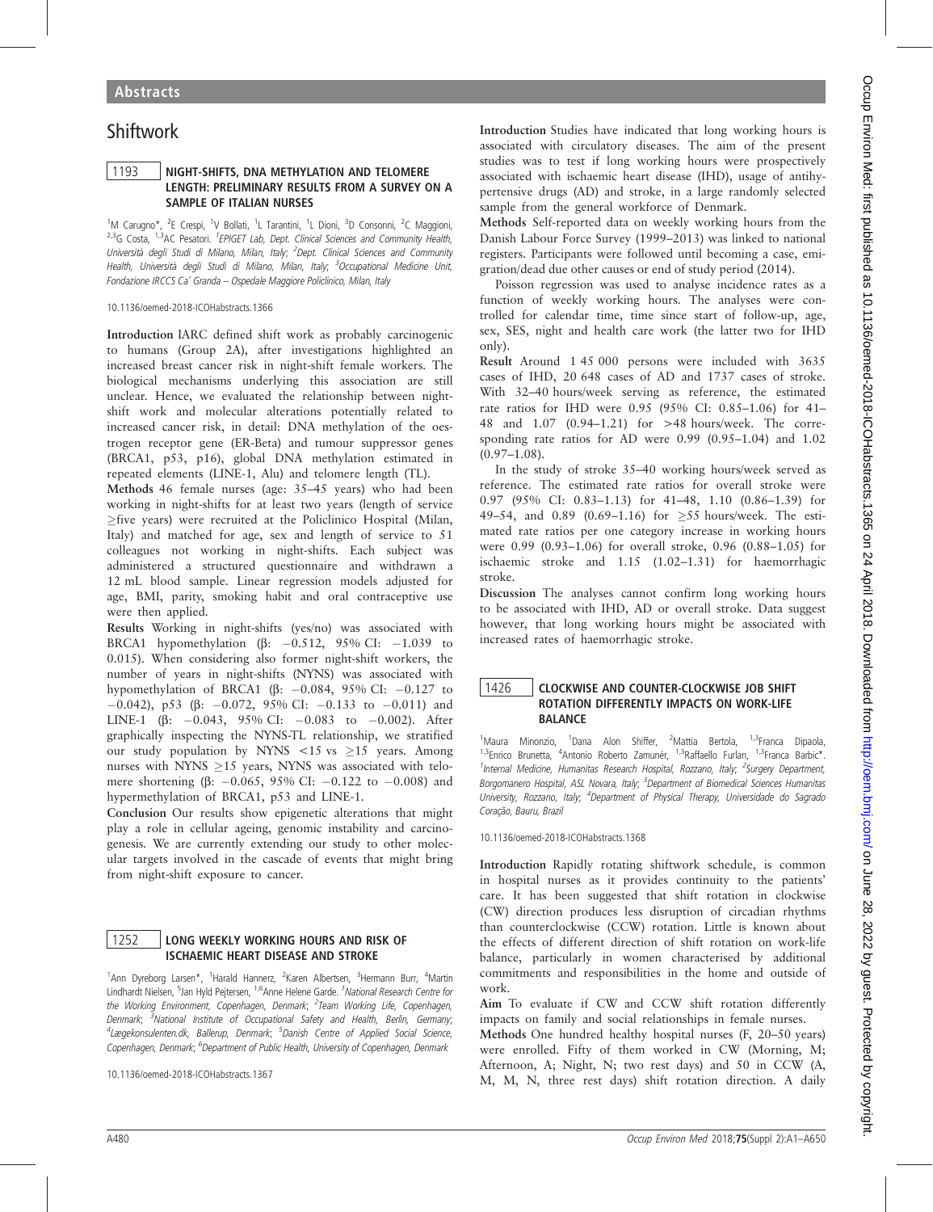## Shiftwork

### 1193 NIGHT-SHIFTS, DNA METHYLATION AND TELOMERE LENGTH: PRELIMINARY RESULTS FROM A SURVEY ON A SAMPLE OF ITALIAN NURSES

[1]M Carugno*, [2]E Crespi, [1]V Bollati, [1]L Tarantini, [1]L Dioni, [3]D Consonni, [2]C Maggioni, [2,3]G Costa, [1,3]AC Pesatori. [1]*EPIGET Lab, Dept. Clinical Sciences and Community Health, Università degli Studi di Milano, Milan, Italy*; [2]*Dept. Clinical Sciences and Community Health, Università degli Studi di Milano, Milan, Italy*; [3]*Occupational Medicine Unit, Fondazione IRCCS Ca' Granda – Ospedale Maggiore Policlinico, Milan, Italy*

10.1136/oemed-2018-ICOHabstracts.1366

**Introduction** IARC defined shift work as probably carcinogenic to humans (Group 2A), after investigations highlighted an increased breast cancer risk in night-shift female workers. The biological mechanisms underlying this association are still unclear. Hence, we evaluated the relationship between night-shift work and molecular alterations potentially related to increased cancer risk, in detail: DNA methylation of the oestrogen receptor gene (ER-Beta) and tumour suppressor genes (BRCA1, p53, p16), global DNA methylation estimated in repeated elements (LINE-1, Alu) and telomere length (TL).

**Methods** 46 female nurses (age: 35–45 years) who had been working in night-shifts for at least two years (length of service ≥five years) were recruited at the Policlinico Hospital (Milan, Italy) and matched for age, sex and length of service to 51 colleagues not working in night-shifts. Each subject was administered a structured questionnaire and withdrawn a 12 mL blood sample. Linear regression models adjusted for age, BMI, parity, smoking habit and oral contraceptive use were then applied.

**Results** Working in night-shifts (yes/no) was associated with BRCA1 hypomethylation (β: −0.512, 95% CI: −1.039 to 0.015). When considering also former night-shift workers, the number of years in night-shifts (NYNS) was associated with hypomethylation of BRCA1 (β: −0.084, 95% CI: −0.127 to −0.042), p53 (β: −0.072, 95% CI: −0.133 to −0.011) and LINE-1 (β: −0.043, 95% CI: −0.083 to −0.002). After graphically inspecting the NYNS-TL relationship, we stratified our study population by NYNS <15 vs ≥15 years. Among nurses with NYNS ≥15 years, NYNS was associated with telomere shortening (β: −0.065, 95% CI: −0.122 to −0.008) and hypermethylation of BRCA1, p53 and LINE-1.

**Conclusion** Our results show epigenetic alterations that might play a role in cellular ageing, genomic instability and carcinogenesis. We are currently extending our study to other molecular targets involved in the cascade of events that might bring from night-shift exposure to cancer.

### 1252 LONG WEEKLY WORKING HOURS AND RISK OF ISCHAEMIC HEART DISEASE AND STROKE

[1]Ann Dyreborg Larsen*, [1]Harald Hannerz, [2]Karen Albertsen, [3]Hermann Burr, [4]Martin Lindhardt Nielsen, [5]Jan Hyld Pejtersen, [1,6]Anne Helene Garde. [1]*National Research Centre for the Working Environment, Copenhagen, Denmark*; [2]*Team Working Life, Copenhagen, Denmark*; [3]*National Institute of Occupational Safety and Health, Berlin, Germany*; [4]*Lægekonsulenten.dk, Ballerup, Denmark*; [5]*Danish Centre of Applied Social Science, Copenhagen, Denmark*; [6]*Department of Public Health, University of Copenhagen, Denmark*

10.1136/oemed-2018-ICOHabstracts.1367

**Introduction** Studies have indicated that long working hours is associated with circulatory diseases. The aim of the present studies was to test if long working hours were prospectively associated with ischaemic heart disease (IHD), usage of antihypertensive drugs (AD) and stroke, in a large randomly selected sample from the general workforce of Denmark.

**Methods** Self-reported data on weekly working hours from the Danish Labour Force Survey (1999–2013) was linked to national registers. Participants were followed until becoming a case, emigration/dead due other causes or end of study period (2014).

Poisson regression was used to analyse incidence rates as a function of weekly working hours. The analyses were controlled for calendar time, time since start of follow-up, age, sex, SES, night and health care work (the latter two for IHD only).

**Result** Around 1 45 000 persons were included with 3635 cases of IHD, 20 648 cases of AD and 1737 cases of stroke. With 32–40 hours/week serving as reference, the estimated rate ratios for IHD were 0.95 (95% CI: 0.85–1.06) for 41–48 and 1.07 (0.94–1.21) for >48 hours/week. The corresponding rate ratios for AD were 0.99 (0.95–1.04) and 1.02 (0.97–1.08).

In the study of stroke 35–40 working hours/week served as reference. The estimated rate ratios for overall stroke were 0.97 (95% CI: 0.83–1.13) for 41–48, 1.10 (0.86–1.39) for 49–54, and 0.89 (0.69–1.16) for ≥55 hours/week. The estimated rate ratios per one category increase in working hours were 0.99 (0.93–1.06) for overall stroke, 0.96 (0.88–1.05) for ischaemic stroke and 1.15 (1.02–1.31) for haemorrhagic stroke.

**Discussion** The analyses cannot confirm long working hours to be associated with IHD, AD or overall stroke. Data suggest however, that long working hours might be associated with increased rates of haemorrhagic stroke.

### 1426 CLOCKWISE AND COUNTER-CLOCKWISE JOB SHIFT ROTATION DIFFERENTLY IMPACTS ON WORK-LIFE BALANCE

[1]Maura Minonzio, [1]Dana Alon Shiffer, [2]Mattia Bertola, [1,3]Franca Dipaola, [1,3]Enrico Brunetta, [4]Antonio Roberto Zamunér, [1,3]Raffaello Furlan, [1,3]Franca Barbic*. [1]*Internal Medicine, Humanitas Research Hospital, Rozzano, Italy*; [2]*Surgery Department, Borgomanero Hospital, ASL Novara, Italy*; [3]*Department of Biomedical Sciences Humanitas University, Rozzano, Italy*; [4]*Department of Physical Therapy, Universidade do Sagrado Coração, Bauru, Brazil*

10.1136/oemed-2018-ICOHabstracts.1368

**Introduction** Rapidly rotating shiftwork schedule, is common in hospital nurses as it provides continuity to the patients' care. It has been suggested that shift rotation in clockwise (CW) direction produces less disruption of circadian rhythms than counterclockwise (CCW) rotation. Little is known about the effects of different direction of shift rotation on work-life balance, particularly in women characterised by additional commitments and responsibilities in the home and outside of work.

**Aim** To evaluate if CW and CCW shift rotation differently impacts on family and social relationships in female nurses.

**Methods** One hundred healthy hospital nurses (F, 20–50 years) were enrolled. Fifty of them worked in CW (Morning, M; Afternoon, A; Night, N; two rest days) and 50 in CCW (A, M, M, N, three rest days) shift rotation direction. A daily